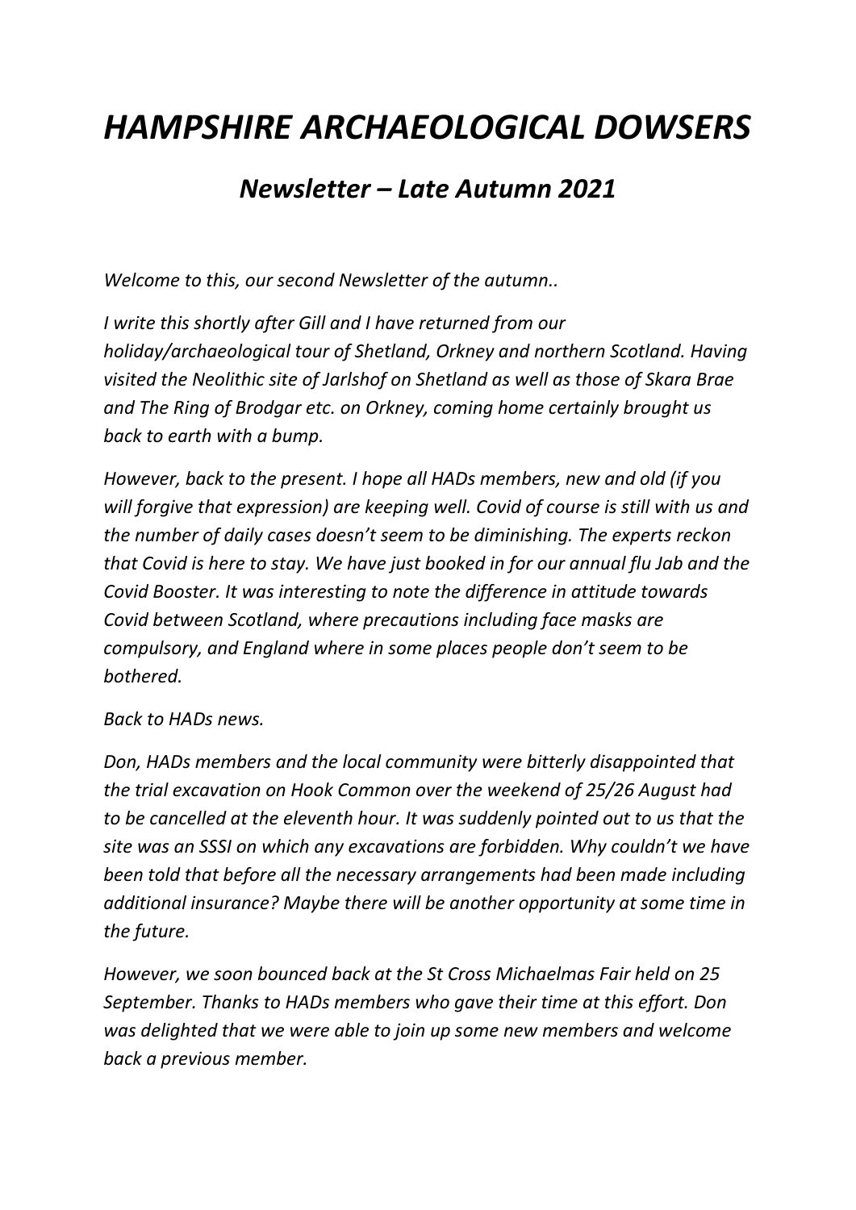# *HAMPSHIRE ARCHAEOLOGICAL DOWSERS*

## *Newsletter – Late Autumn 2021*

*Welcome to this, our second Newsletter of the autumn..*

*I write this shortly after Gill and I have returned from our holiday/archaeological tour of Shetland, Orkney and northern Scotland. Having visited the Neolithic site of Jarlshof on Shetland as well as those of Skara Brae and The Ring of Brodgar etc. on Orkney, coming home certainly brought us back to earth with a bump.*

*However, back to the present. I hope all HADs members, new and old (if you will forgive that expression) are keeping well. Covid of course is still with us and the number of daily cases doesn't seem to be diminishing. The experts reckon that Covid is here to stay. We have just booked in for our annual flu Jab and the Covid Booster. It was interesting to note the difference in attitude towards Covid between Scotland, where precautions including face masks are compulsory, and England where in some places people don't seem to be bothered.*

*Back to HADs news.*

*Don, HADs members and the local community were bitterly disappointed that the trial excavation on Hook Common over the weekend of 25/26 August had to be cancelled at the eleventh hour. It was suddenly pointed out to us that the site was an SSSI on which any excavations are forbidden. Why couldn't we have been told that before all the necessary arrangements had been made including additional insurance? Maybe there will be another opportunity at some time in the future.*

*However, we soon bounced back at the St Cross Michaelmas Fair held on 25 September. Thanks to HADs members who gave their time at this effort. Don was delighted that we were able to join up some new members and welcome back a previous member.*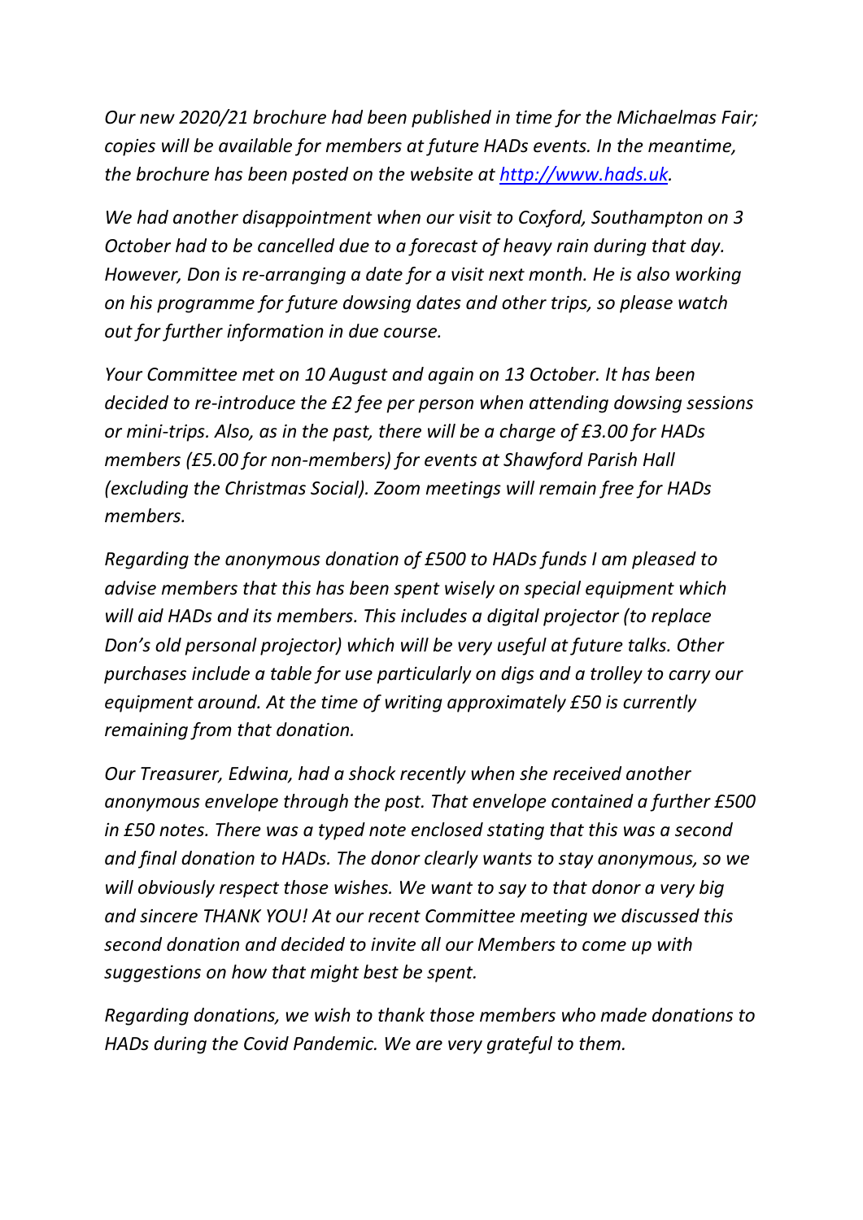*Our new 2020/21 brochure had been published in time for the Michaelmas Fair; copies will be available for members at future HADs events. In the meantime, the brochure has been posted on the website at [http://www.hads.uk](http://www.hads.uk).*

*We had another disappointment when our visit to Coxford, Southampton on 3 October had to be cancelled due to a forecast of heavy rain during that day. However, Don is re-arranging a date for a visit next month. He is also working on his programme for future dowsing dates and other trips, so please watch out for further information in due course.*

*Your Committee met on 10 August and again on 13 October. It has been decided to re-introduce the £2 fee per person when attending dowsing sessions or mini-trips. Also, as in the past, there will be a charge of £3.00 for HADs members (£5.00 for non-members) for events at Shawford Parish Hall (excluding the Christmas Social). Zoom meetings will remain free for HADs members.*

*Regarding the anonymous donation of £500 to HADs funds I am pleased to advise members that this has been spent wisely on special equipment which will aid HADs and its members. This includes a digital projector (to replace Don's old personal projector) which will be very useful at future talks. Other purchases include a table for use particularly on digs and a trolley to carry our equipment around. At the time of writing approximately £50 is currently remaining from that donation.*

*Our Treasurer, Edwina, had a shock recently when she received another anonymous envelope through the post. That envelope contained a further £500 in £50 notes. There was a typed note enclosed stating that this was a second and final donation to HADs. The donor clearly wants to stay anonymous, so we will obviously respect those wishes. We want to say to that donor a very big and sincere THANK YOU! At our recent Committee meeting we discussed this second donation and decided to invite all our Members to come up with suggestions on how that might best be spent.*

*Regarding donations, we wish to thank those members who made donations to HADs during the Covid Pandemic. We are very grateful to them.*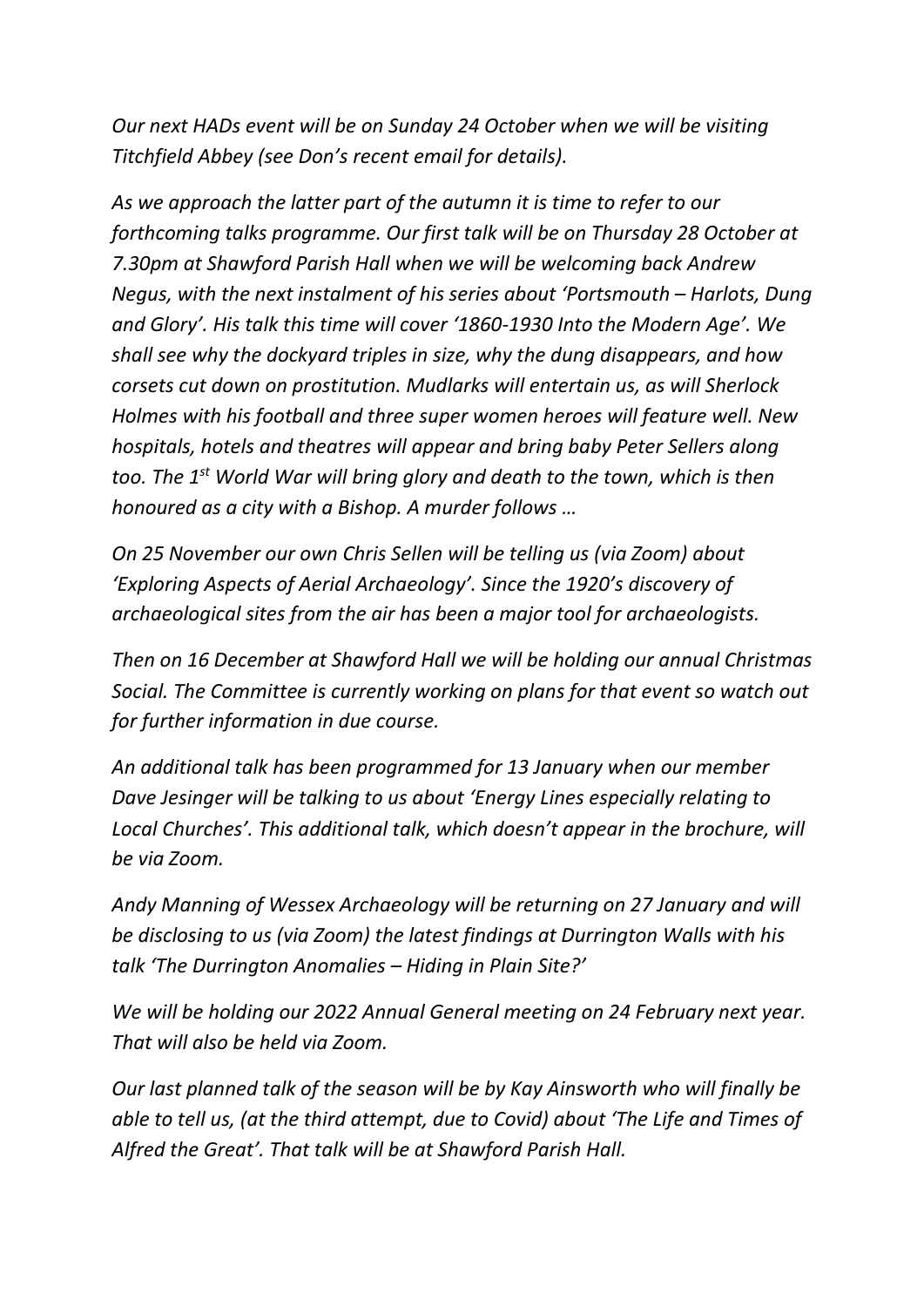*Our next HADs event will be on Sunday 24 October when we will be visiting Titchfield Abbey (see Don's recent email for details).*

*As we approach the latter part of the autumn it is time to refer to our forthcoming talks programme. Our first talk will be on Thursday 28 October at 7.30pm at Shawford Parish Hall when we will be welcoming back Andrew Negus, with the next instalment of his series about 'Portsmouth – Harlots, Dung and Glory'. His talk this time will cover '1860-1930 Into the Modern Age'. We shall see why the dockyard triples in size, why the dung disappears, and how corsets cut down on prostitution. Mudlarks will entertain us, as will Sherlock Holmes with his football and three super women heroes will feature well. New hospitals, hotels and theatres will appear and bring baby Peter Sellers along too. The 1st World War will bring glory and death to the town, which is then honoured as a city with a Bishop. A murder follows …*

*On 25 November our own Chris Sellen will be telling us (via Zoom) about 'Exploring Aspects of Aerial Archaeology'. Since the 1920's discovery of archaeological sites from the air has been a major tool for archaeologists.*

*Then on 16 December at Shawford Hall we will be holding our annual Christmas Social. The Committee is currently working on plans for that event so watch out for further information in due course.*

*An additional talk has been programmed for 13 January when our member Dave Jesinger will be talking to us about 'Energy Lines especially relating to Local Churches'. This additional talk, which doesn't appear in the brochure, will be via Zoom.*

*Andy Manning of Wessex Archaeology will be returning on 27 January and will be disclosing to us (via Zoom) the latest findings at Durrington Walls with his talk 'The Durrington Anomalies – Hiding in Plain Site?'*

*We will be holding our 2022 Annual General meeting on 24 February next year. That will also be held via Zoom.*

*Our last planned talk of the season will be by Kay Ainsworth who will finally be able to tell us, (at the third attempt, due to Covid) about 'The Life and Times of Alfred the Great'. That talk will be at Shawford Parish Hall.*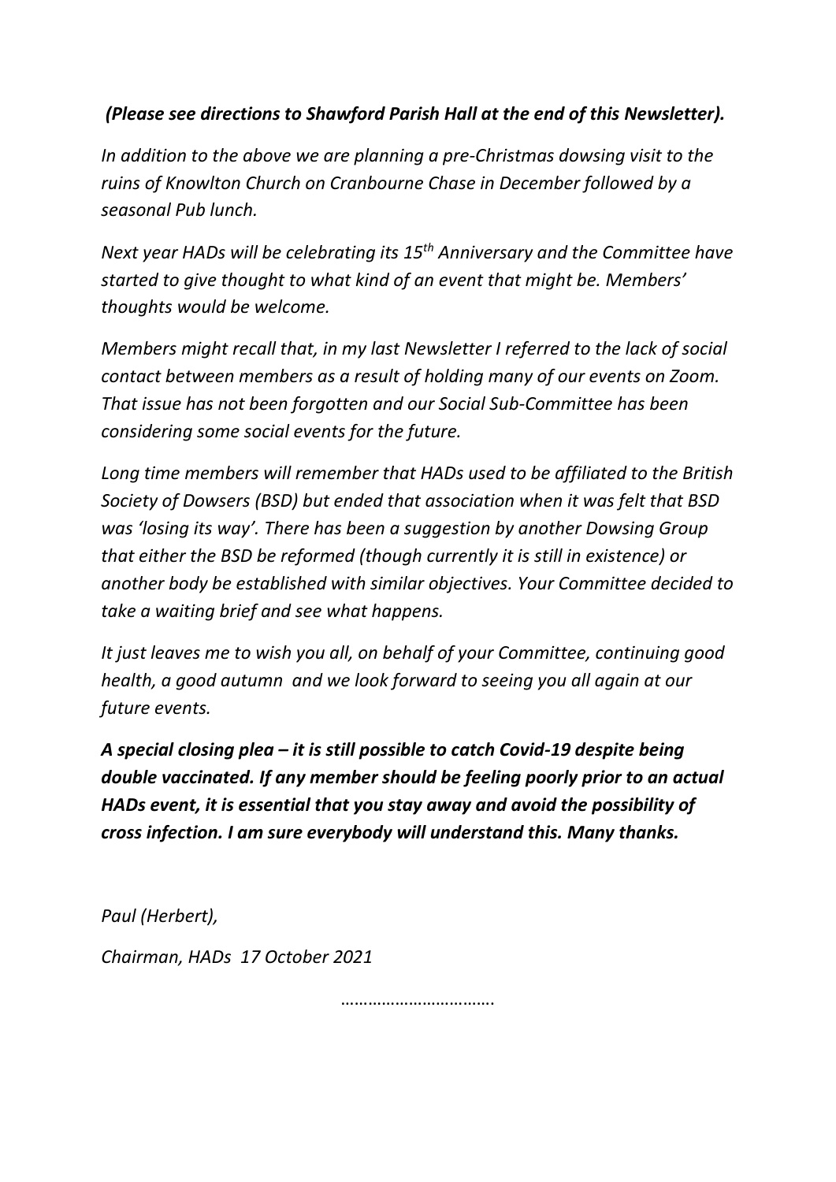***(Please see directions to Shawford Parish Hall at the end of this Newsletter).***

*In addition to the above we are planning a pre-Christmas dowsing visit to the ruins of Knowlton Church on Cranbourne Chase in December followed by a seasonal Pub lunch.*

*Next year HADs will be celebrating its 15th Anniversary and the Committee have started to give thought to what kind of an event that might be. Members' thoughts would be welcome.*

*Members might recall that, in my last Newsletter I referred to the lack of social contact between members as a result of holding many of our events on Zoom. That issue has not been forgotten and our Social Sub-Committee has been considering some social events for the future.*

*Long time members will remember that HADs used to be affiliated to the British Society of Dowsers (BSD) but ended that association when it was felt that BSD was 'losing its way'. There has been a suggestion by another Dowsing Group that either the BSD be reformed (though currently it is still in existence) or another body be established with similar objectives. Your Committee decided to take a waiting brief and see what happens.*

*It just leaves me to wish you all, on behalf of your Committee, continuing good health, a good autumn and we look forward to seeing you all again at our future events.*

***A special closing plea – it is still possible to catch Covid-19 despite being double vaccinated. If any member should be feeling poorly prior to an actual HADs event, it is essential that you stay away and avoid the possibility of cross infection. I am sure everybody will understand this. Many thanks.***

*Paul (Herbert),*

*Chairman, HADs 17 October 2021*

…………………………….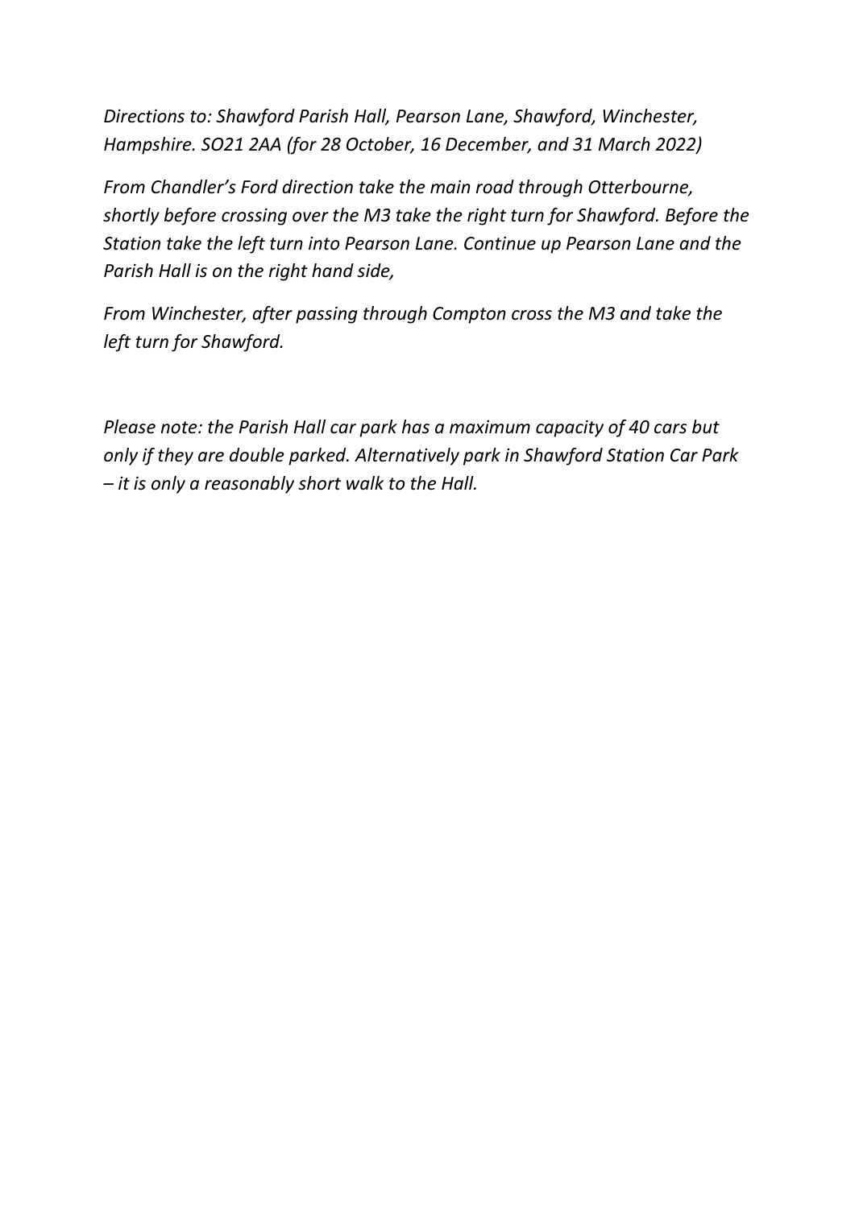*Directions to: Shawford Parish Hall, Pearson Lane, Shawford, Winchester, Hampshire. SO21 2AA (for 28 October, 16 December, and 31 March 2022)*

*From Chandler's Ford direction take the main road through Otterbourne, shortly before crossing over the M3 take the right turn for Shawford. Before the Station take the left turn into Pearson Lane. Continue up Pearson Lane and the Parish Hall is on the right hand side,*

*From Winchester, after passing through Compton cross the M3 and take the left turn for Shawford.*

*Please note: the Parish Hall car park has a maximum capacity of 40 cars but only if they are double parked. Alternatively park in Shawford Station Car Park – it is only a reasonably short walk to the Hall.*